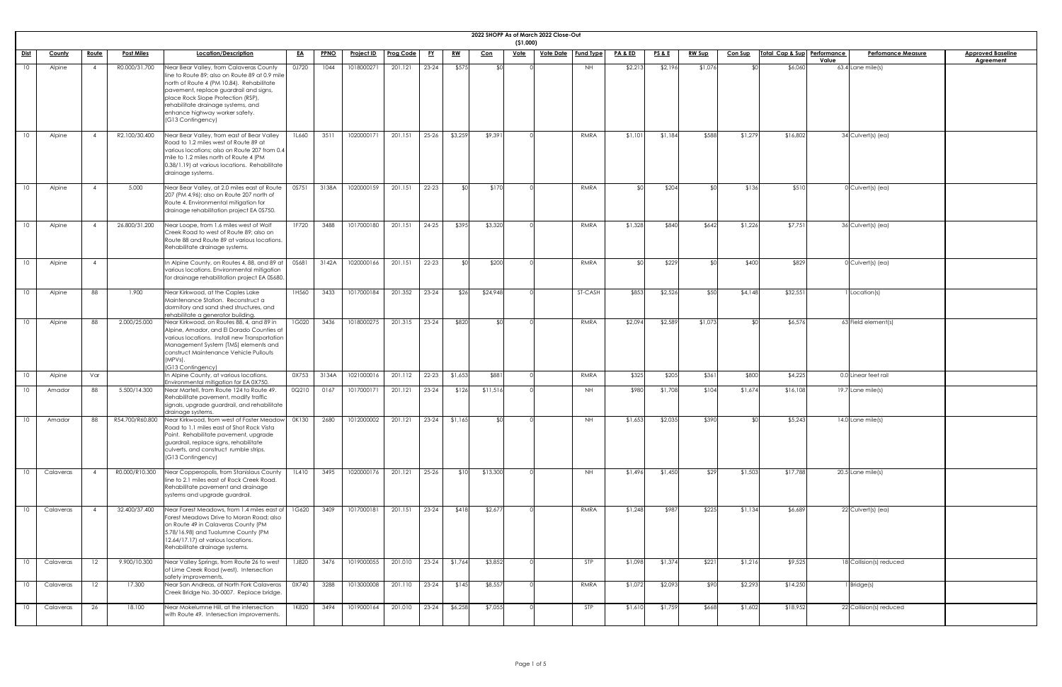# 2022 SHOPP As of March 2022 Close-Out

($1,000)

| Dist | County | Route | Post Miles | Location/Description | EA | PPNO | Project ID | Prog Code | FY | RW | Con | Vote | Vote Date | Fund Type | PA & ED | PS & E | RW Sup | Con Sup | Total Cap & Sup | Performance Value | Perfomance Measure | Approved Baseline Agreement |
|---|---|---|---|---|---|---|---|---|---|---|---|---|---|---|---|---|---|---|---|---|---|---|
| 10 | Alpine | 4 | R0.000/31.700 | Near Bear Valley, from Calaveras County line to Route 89; also on Route 89 at 0.9 mile north of Route 4 (PM 10.84). Rehabilitate pavement, replace guardrail and signs, place Rock Slope Protection (RSP), rehabilitate drainage systems, and enhance highway worker safety. (G13 Contingency) | 0J720 | 1044 | 1018000271 | 201.121 | 23-24 | $575 | $0 | 0 | | NH | $2,213 | $2,196 | $1,076 | $0 | $6,060 | 63.4 | Lane mile(s) | |
| 10 | Alpine | 4 | R2.100/30.400 | Near Bear Valley, from east of Bear Valley Road to 1.2 miles west of Route 89 at various locations; also on Route 207 from 0.4 mile to 1.2 miles north of Route 4 (PM 0.38/1.19) at various locations. Rehabilitate drainage systems. | 1L660 | 3511 | 1020000171 | 201.151 | 25-26 | $3,259 | $9,391 | 0 | | RMRA | $1,101 | $1,184 | $588 | $1,279 | $16,802 | 34 | Culvert(s) (ea) | |
| 10 | Alpine | 4 | 5.000 | Near Bear Valley, at 2.0 miles east of Route 207 (PM 4.96); also on Route 207 north of Route 4. Environmental mitigation for drainage rehabilitation project EA 0S750. | 0S751 | 3138A | 1020000159 | 201.151 | 22-23 | $0 | $170 | 0 | | RMRA | $0 | $204 | $0 | $136 | $510 | 0 | Culvert(s) (ea) | |
| 10 | Alpine | 4 | 26.800/31.200 | Near Loope, from 1.6 miles west of Wolf Creek Road to west of Route 89; also on Route 88 and Route 89 at various locations. Rehabilitate drainage systems. | 1F720 | 3488 | 1017000180 | 201.151 | 24-25 | $395 | $3,320 | 0 | | RMRA | $1,328 | $840 | $642 | $1,226 | $7,751 | 36 | Culvert(s) (ea) | |
| 10 | Alpine | 4 | | In Alpine County, on Routes 4, 88, and 89 at various locations. Environmental mitigation for drainage rehabilitation project EA 0S680. | 0S681 | 3142A | 1020000166 | 201.151 | 22-23 | $0 | $200 | 0 | | RMRA | $0 | $229 | $0 | $400 | $829 | 0 | Culvert(s) (ea) | |
| 10 | Alpine | 88 | 1.900 | Near Kirkwood, at the Caples Lake Maintenance Station. Reconstruct a dormitory and sand shed structures, and rehabilitate a generator building. | 1H560 | 3433 | 1017000184 | 201.352 | 23-24 | $26 | $24,948 | 0 | | ST-CASH | $853 | $2,526 | $50 | $4,148 | $32,551 | 1 | Location(s) | |
| 10 | Alpine | 88 | 2.000/25.000 | Near Kirkwood, on Routes 88, 4, and 89 in Alpine, Amador, and El Dorado Counties at various locations. Install new Transportation Management System (TMS) elements and construct Maintenance Vehicle Pullouts (MVPs). (G13 Contingency) | 1G020 | 3436 | 1018000275 | 201.315 | 23-24 | $820 | $0 | 0 | | RMRA | $2,094 | $2,589 | $1,073 | $0 | $6,576 | 63 | Field element(s) | |
| 10 | Alpine | Var | | In Alpine County, at various locations. Environmental mitigation for EA 0X750. | 0X753 | 3134A | 1021000016 | 201.112 | 22-23 | $1,653 | $881 | 0 | | RMRA | $325 | $205 | $361 | $800 | $4,225 | 0.0 | Linear feet rail | |
| 10 | Amador | 88 | 5.500/14.300 | Near Martell, from Route 124 to Route 49. Rehabilitate pavement, modify traffic signals, upgrade guardrail, and rehabilitate drainage systems. | 0Q210 | 0167 | 1017000171 | 201.121 | 23-24 | $126 | $11,516 | 0 | | NH | $980 | $1,708 | $104 | $1,674 | $16,108 | 19.7 | Lane mile(s) | |
| 10 | Amador | 88 | R54.700/R60.800 | Near Kirkwood, from west of Foster Meadow Road to 1.1 miles east of Shot Rock Vista Point. Rehabilitate pavement, upgrade guardrail, replace signs, rehabilitate culverts, and construct rumble strips. (G13 Contingency) | 0K130 | 2680 | 1012000002 | 201.121 | 23-24 | $1,165 | $0 | 0 | | NH | $1,653 | $2,035 | $390 | $0 | $5,243 | 14.0 | Lane mile(s) | |
| 10 | Calaveras | 4 | R0.000/R10.300 | Near Copperopolis, from Stanislaus County line to 2.1 miles east of Rock Creek Road. Rehabilitate pavement and drainage systems and upgrade guardrail. | 1L410 | 3495 | 1020000176 | 201.121 | 25-26 | $10 | $13,300 | 0 | | NH | $1,496 | $1,450 | $29 | $1,503 | $17,788 | 20.5 | Lane mile(s) | |
| 10 | Calaveras | 4 | 32.400/37.400 | Near Forest Meadows, from 1.4 miles east of Forest Meadows Drive to Moran Road; also on Route 49 in Calaveras County (PM 5.78/16.98) and Tuolumne County (PM 12.64/17.17) at various locations. Rehabilitate drainage systems. | 1G620 | 3409 | 1017000181 | 201.151 | 23-24 | $418 | $2,677 | 0 | | RMRA | $1,248 | $987 | $225 | $1,134 | $6,689 | 22 | Culvert(s) (ea) | |
| 10 | Calaveras | 12 | 9.900/10.300 | Near Valley Springs, from Route 26 to west of Lime Creek Road (west). Intersection safety improvements. | 1J820 | 3476 | 1019000055 | 201.010 | 23-24 | $1,764 | $3,852 | 0 | | STP | $1,098 | $1,374 | $221 | $1,216 | $9,525 | 18 | Collision(s) reduced | |
| 10 | Calaveras | 12 | 17.300 | Near San Andreas, at North Fork Calaveras Creek Bridge No. 30-0007. Replace bridge. | 0X740 | 3288 | 1013000008 | 201.110 | 23-24 | $145 | $8,557 | 0 | | RMRA | $1,072 | $2,093 | $90 | $2,293 | $14,250 | 1 | Bridge(s) | |
| 10 | Calaveras | 26 | 18.100 | Near Mokelumne Hill, at the intersection with Route 49. Intersection improvements. | 1K820 | 3494 | 1019000164 | 201.010 | 23-24 | $6,258 | $7,055 | 0 | | STP | $1,610 | $1,759 | $668 | $1,602 | $18,952 | 22 | Collision(s) reduced | |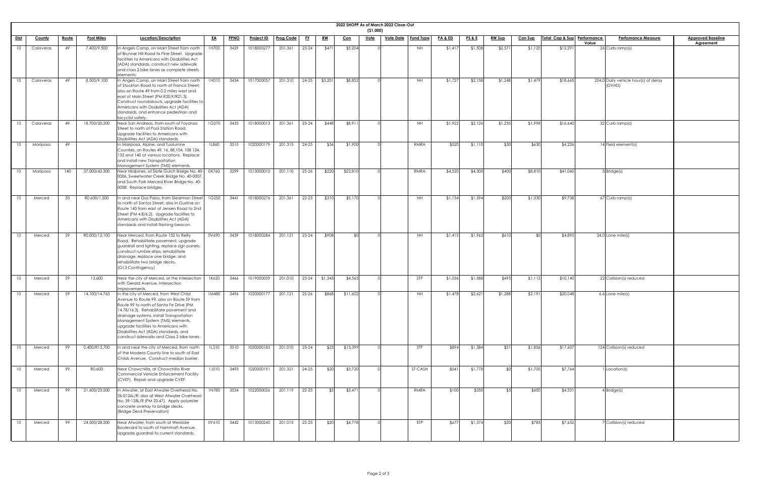# 2022 SHOPP As of March 2022 Close-Out

($1,000)

| Dist | County | Route | Post Miles | Location/Description | EA | PPNO | Project ID | Prog Code | FY | RW | Con | Vote | Vote Date | Fund Type | PA & ED | PS & E | RW Sup | Con Sup | Total Cap & Sup | Performance Value | Perfomance Measure | Approved Baseline Agreement |
|---|---|---|---|---|---|---|---|---|---|---|---|---|---|---|---|---|---|---|---|---|---|---|
| 10 | Calaveras | 49 | 7.400/9.500 | In Angels Camp, on Main Street from north of Brunner Hill Road to Pine Street. Upgrade facilities to Americans with Disabilities Act (ADA) standards, construct new sidewalk and class 2 bike lanes as complete streets elements. | 1H700 | 3429 | 1018000277 | 201.361 | 23-24 | $471 | $5,204 | 0 | | NH | $1,417 | $1,508 | $2,571 | $1,120 | $12,291 | 26 | Curb ramp(s) | |
| 10 | Calaveras | 49 | 8.500/9.100 | In Angels Camp, on Main Street from north of Stockton Road to north of Francis Street; also on Route 49 from 0.2 miles west and east of Main Street (PM R20.9/R21.3). Construct roundabouts, upgrade facilities to Americans with Disabilities Act (ADA) standards, and enhance pedestrian and bicyclist safety. | 1H010 | 3434 | 1017000057 | 201.310 | 24-25 | $3,201 | $8,852 | 0 | | NH | $1,727 | $2,158 | $1,248 | $1,479 | $18,665 | 204.0 | Daily vehicle hour(s) of delay (DVHD) | |
| 10 | Calaveras | 49 | 18.700/20.200 | Near San Andreas, from south of Toyanza Street to north of Pool Station Road. Upgrade facilities to Americans with Disabilities Act (ADA) standards. | 1G270 | 3435 | 1018000013 | 201.361 | 23-24 | $448 | $8,911 | 0 | | NH | $1,922 | $2,126 | $1,235 | $1,998 | $16,640 | 32 | Curb ramp(s) | |
| 10 | Mariposa | 49 | | In Mariposa, Alpine, and Tuolumne Counties, on Routes 49, 16, 88,104, 108 124, 132 and 140 at various locations. Replace and install new Transportation Management System (TMS) elements. | 1L860 | 3515 | 1020000179 | 201.315 | 24-25 | $36 | $1,900 | 0 | | RMRA | $520 | $1,110 | $30 | $630 | $4,226 | 14 | Field element(s) | |
| 10 | Mariposa | 140 | 37.000/43.300 | Near Midpines, at Slate Gulch Bridge No. 40-0006, Sweetwater Creek Bridge No. 40-0007, and South Fork Merced River Bridge No. 40-0008. Replace bridges. | 0X760 | 3299 | 1013000010 | 201.110 | 25-26 | $220 | $22,810 | 0 | | RMRA | $4,520 | $4,300 | $400 | $8,810 | $41,060 | 3 | Bridge(s) | |
| 10 | Merced | 33 | R0.600/1.500 | In and near Dos Palos, from Stearman Street to north of Santos Street; also in Gustine on Route 140 from east of Jensen Road to 2nd Street (PM 4.8/6.2). Upgrade facilities to Americans with Disabilities Act (ADA) standards and install flashing beacon. | 1G250 | 3441 | 1018000276 | 201.361 | 22-23 | $310 | $5,170 | 0 | | NH | $1,134 | $1,594 | $200 | $1,330 | $9,738 | 67 | Curb ramp(s) | |
| 10 | Merced | 59 | R0.000/12.100 | Near Merced, from Route 152 to Reilly Road. Rehabilitate pavement, upgrade guardrail and lighting, replace sign panels, construct rumble strips, rehabilitate drainage, replace one bridge, and rehabilitate two bridge decks. (G13 Contingency) | 0V690 | 3439 | 1018000284 | 201.121 | 23-24 | $908 | $0 | 0 | | NH | $1,415 | $1,962 | $610 | $0 | $4,895 | 24.0 | Lane mile(s) | |
| 10 | Merced | 59 | 13.600 | Near the city of Merced, at the intersection with Gerald Avenue. Intersection improvements. | 1K620 | 3466 | 1019000059 | 201.010 | 23-24 | $1,343 | $4,565 | 0 | | STP | $1,036 | $1,588 | $495 | $1,113 | $10,140 | 22 | Collision(s) reduced | |
| 10 | Merced | 59 | 14.100/14.763 | In the city of Merced, from West Child Avenue to Route 99, also on Route 59 from Route 99 to north of Santa Fe Drive (PM 14.78/16.3). Rehabilitate pavement and drainage systems, install Transportation Management System (TMS) elements, upgrade facilities to Americans with Disabilities Act (ADA) standards, and construct sidewalks and Class 2 bike lanes. | 1M480 | 3496 | 1020000177 | 201.121 | 25-26 | $868 | $11,602 | 0 | | NH | $1,478 | $2,621 | $1,288 | $2,191 | $20,048 | 6.6 | Lane mile(s) | |
| 10 | Merced | 99 | 0.400/R12.700 | In and near the city of Merced, from north of the Madera County line to south of East Childs Avenue. Construct median barrier. | 1L310 | 3510 | 1020000183 | 201.010 | 23-24 | $23 | $13,399 | 0 | | STP | $894 | $1,384 | $51 | $1,856 | $17,607 | 124 | Collision(s) reduced | |
| 10 | Merced | 99 | R0.600 | Near Chowchilla, at Chowchilla River Commercial Vehicle Enforcement Facility (CVEF). Repair and upgrade CVEF. | 1J510 | 3493 | 1020000191 | 201.321 | 24-25 | $20 | $3,720 | 0 | | ST-CASH | $541 | $1,778 | $0 | $1,705 | $7,764 | 1 | Location(s) | |
| 10 | Merced | 99 | 21.600/23.500 | In Atwater, at East Atwater Overhead No. 36-0126L/R; also at West Atwater Overhead No. 39-128L/R (PM 23.47). Apply polyester concrete overlay to bridge decks. (Bridge Deck Preservation) | 1N780 | 3534 | 1022000026 | 201.119 | 22-23 | $5 | $3,471 | 0 | | RMRA | $100 | $350 | $5 | $600 | $4,531 | 4 | Bridge(s) | |
| 10 | Merced | 99 | 24.500/28.200 | Near Atwater, from south of Westside Boulevard to south of Hammatt Avenue. Upgrade guardrail to current standards. | 0Y610 | 3442 | 1013000245 | 201.015 | 22-23 | $20 | $4,778 | 0 | | STP | $677 | $1,374 | $20 | $783 | $7,652 | 7 | Collision(s) reduced | |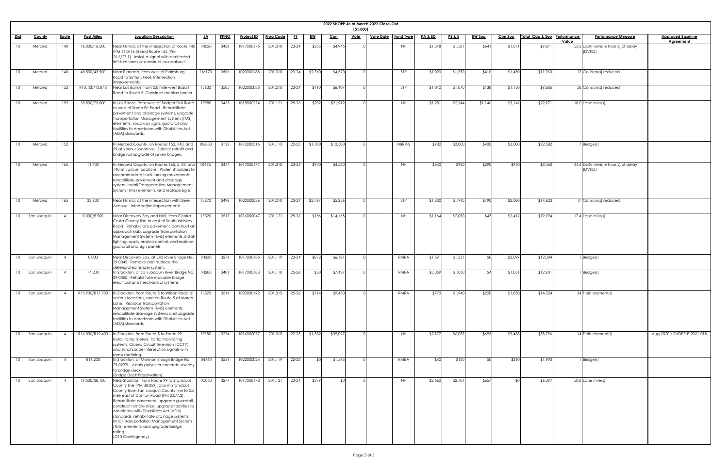# 2022 SHOPP As of March 2022 Close-Out

($1,000)

| Dist | County | Route | Post Miles | Location/Description | EA | PPNO | Project ID | Prog Code | FY | RW | Con | Vote | Vote Date | Fund Type | PA & ED | PS & E | RW Sup | Con Sup | Total Cap & Sup | Performance Value | Perfomance Measure | Approved Baseline Agreement |
|---|---|---|---|---|---|---|---|---|---|---|---|---|---|---|---|---|---|---|---|---|---|---|
| 10 | Merced | 140 | 16.000/16.500 | Near Hilmar, at the intersection of Route 140 (PM 16.0/16.5) and Route 165 (PM 26.6/27.1). Install a signal with dedicated left-turn lanes or construct roundabout. | 1H020 | 3438 | 1017000175 | 201.310 | 23-24 | $255 | $4,945 | 0 | | NH | $1,378 | $1,581 | $641 | $1,071 | $9,871 | 53.2 | Daily vehicle hour(s) of delay (DVHD) | |
| 10 | Merced | 140 | 43.500/43.900 | Near Planada, from west of Plainsburg Road to Sutter Street. Intersection improvements. | 1M170 | 3506 | 1020000188 | 201.010 | 23-24 | $2,760 | $4,520 | 0 | | STP | $1,090 | $1,530 | $410 | $1,450 | $11,760 | 17 | Collision(s) reduced | |
| 10 | Merced | 152 | R10.100/13.848 | Near Los Banos, from 0.8 mile west Basalt Road to Route 5. Construct median barrier. | 1L630 | 3505 | 1020000085 | 201.010 | 23-24 | $110 | $6,407 | 0 | | STP | $1,010 | $1,070 | $138 | $1,130 | $9,865 | 58 | Collision(s) reduced | |
| 10 | Merced | 152 | 18.500/23.000 | In Los Banos, from west of Badger Flat Road to west of Santa Fe Road. Rehabilitate pavement and drainage systems, upgrade Transportation Management System (TMS) elements, roadway signs, guardrail and facilities to Americans with Disabilities Act (ADA) standards. | 1E980 | 3425 | 1018000274 | 201.121 | 25-26 | $239 | $21,919 | 0 | | NH | $1,281 | $2,244 | $1,146 | $3,142 | $29,971 | 18.0 | Lane mile(s) | |
| 10 | Merced | 152 | | In Merced County, on Routes 152, 140, and 59 at various locations. Seismic retrofit and bridge rail upgrade of seven bridges. | 0G830 | 3122 | 1012000316 | 201.113 | 22-23 | $1,700 | $13,500 | 0 | | HBRR-S | $982 | $3,000 | $400 | $3,000 | $22,582 | 7 | Bridge(s) | |
| 10 | Merced | 165 | 11.700 | In Merced County, on Routes 165, 5, 33, and 140 at various locations. Widen shoulders to accommodate truck turning movements, rehabilitate pavement and drainage system, install Transportation Management System (TMS) elements, and replace signs. | 0T69U | 3447 | 1017000177 | 201.310 | 23-24 | $940 | $4,520 | 0 | | NH | $840 | $920 | $290 | $950 | $8,460 | 144.6 | Daily vehicle hour(s) of delay (DVHD) | |
| 10 | Merced | 165 | 32.900 | Near Hilmar, at the intersection with Geer Avenue. Intersection improvements. | 1L870 | 3498 | 1020000086 | 201.010 | 23-24 | $2,787 | $5,256 | 0 | | STP | $1,800 | $1,910 | $790 | $2,080 | $14,623 | 17 | Collision(s) reduced | |
| 10 | San Joaquin | 4 | 0.000/8.900 | Near Discovery Bay and Holt, from Contra Costa County line to east of South Whiskey Road. Rehabilitate pavement, construct an approach slab, upgrade Transportation Management System (TMS) elements, install lighting, apply erosion control, and replace guardrail and sign panels. | 1F320 | 3517 | 1016000047 | 201.121 | 25-26 | $156 | $14,165 | 0 | | NH | $1,164 | $2,050 | $47 | $2,412 | $19,994 | 17.4 | Lane mile(s) | |
| 10 | San Joaquin | 4 | 0.000 | Near Discovery Bay, at Old River Bridge No. 29-0045. Remove and replace the deteriorated fender system. | 1H360 | 3276 | 1017000185 | 201.119 | 23-24 | $872 | $6,121 | 0 | | RMRA | $1,591 | $1,321 | $0 | $2,099 | $12,004 | 1 | Bridge(s) | |
| 10 | San Joaquin | 4 | 14.200 | In Stockton, at San Joaquin River Bridge No. 29-0050. Rehabilitate movable bridge electrical and mechanical systems. | 1H200 | 3401 | 1017000183 | 201.110 | 25-26 | $30 | $7,427 | 0 | | RMRA | $3,359 | $1,030 | $4 | $1,051 | $12,901 | 1 | Bridge(s) | |
| 10 | San Joaquin | 4 | R15.900/R17.700 | In Stockton, from Route 5 to Wilson Road at various locations, and on Route 5 at March Lane. Replace Transportation Management System (TMS) elements, rehabilitate drainage systems and upgrade facilities to Americans with Disabilities Act (ADA) standards. | 1L890 | 3516 | 1020000192 | 201.315 | 25-26 | $114 | $9,430 | 0 | | RMRA | $770 | $1,940 | $220 | $1,850 | $14,324 | 24 | Field element(s) | |
| 10 | San Joaquin | 4 | R16.000/R19.400 | In Stockton, from Route 5 to Route 99. Install ramp meters, traffic monitoring systems, Closed Circuit Television (CCTV), and synchronize intersection signals with ramp metering. | 1F180 | 3274 | 1016000077 | 201.315 | 22-23 | $1,332 | $39,097 | 0 | | NH | $2,177 | $6,057 | $695 | $9,438 | $58,796 | 14 | Field element(s) | Aug-2020 / SHOPP-P-2021-01B |
| 10 | San Joaquin | 4 | R16.200 | In Stockton, at Mormon Slough Bridge No. 29-0237L. Apply polyester concrete overlay to bridge deck. (Bridge Deck Preservation) | 1N760 | 3531 | 1022000024 | 201.119 | 22-23 | $0 | $1,593 | 0 | | RMRA | $40 | $150 | $0 | $210 | $1,993 | 1 | Bridge(s) | |
| 10 | San Joaquin | 4 | 19.500/38.100 | Near Stockton, from Route 99 to Stanislaus County line (PM 38.059); also in Stanislaus County from San Joaquin County line to 0.5 mile east of Dunton Road (PM 0.0/7.2). Rehabilitate pavement, upgrade guardrail, construct rumble strips, upgrade facilities to Americans with Disabilities Act (ADA) standards, rehabilitate drainage systems, install Transportation Management System (TMS) elements, and upgrade bridge railing. (G13 Contingency) | 1C050 | 3277 | 1017000178 | 201.121 | 23-24 | $379 | $0 | 0 | | NH | $2,660 | $2,701 | $657 | $0 | $6,397 | 50.8 | Lane mile(s) | |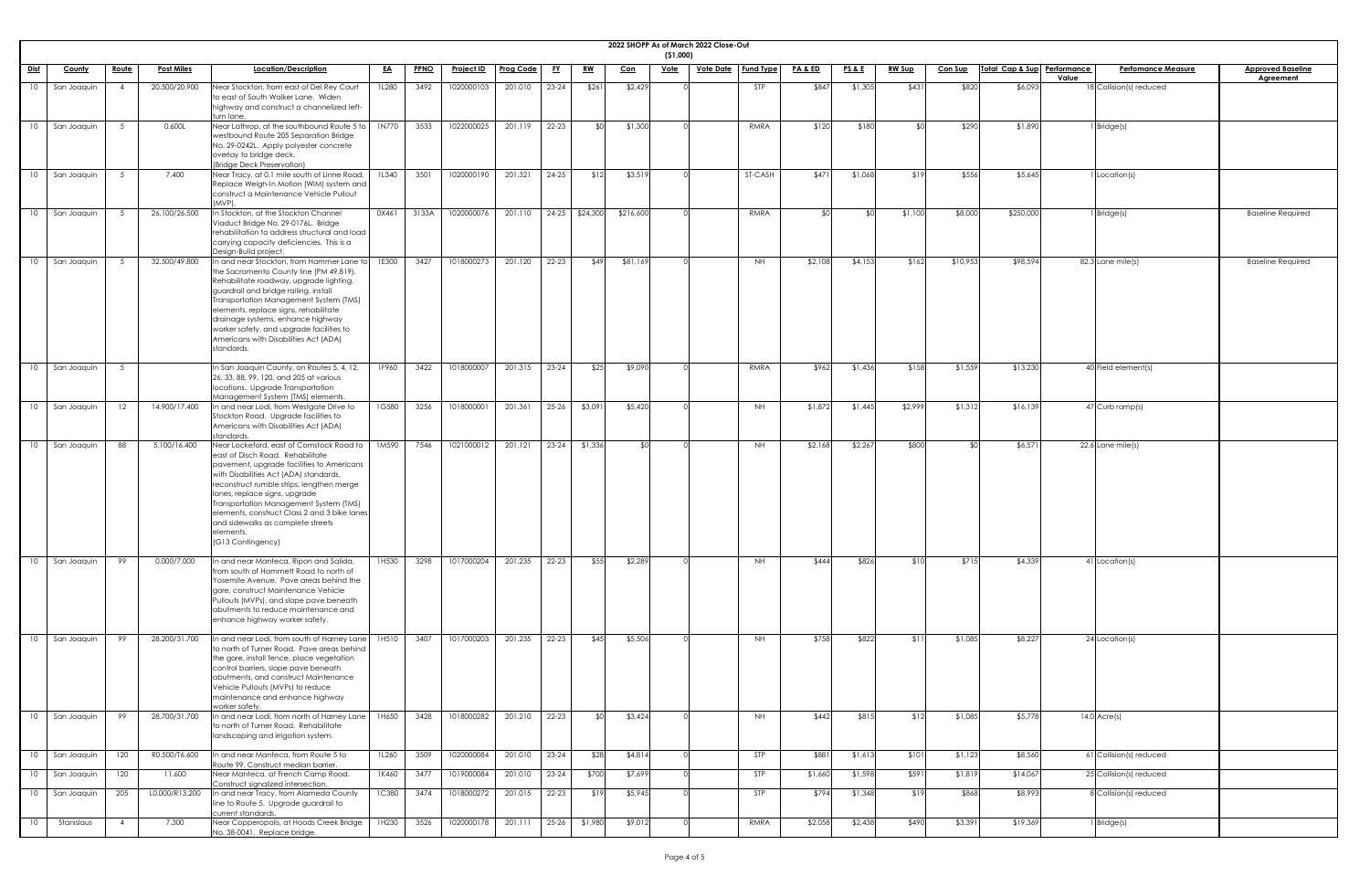**2022 SHOPP As of March 2022 Close-Out**

**($1,000)**

| Dist | County | Route | Post Miles | Location/Description | EA | PPNO | Project ID | Prog Code | FY | RW | Con | Vote | Vote Date | Fund Type | PA & ED | PS & E | RW Sup | Con Sup | Total Cap & Sup | Performance Value | Perfomance Measure | Approved Baseline Agreement |
|---|---|---|---|---|---|---|---|---|---|---|---|---|---|---|---|---|---|---|---|---|---|---|
| 10 | San Joaquin | 4 | 20.500/20.900 | Near Stockton, from east of Del Rey Court to east of South Walker Lane. Widen highway and construct a channelized left-turn lane. | 1L280 | 3492 | 1020000103 | 201.010 | 23-24 | $261 | $2,429 | 0 | | STP | $847 | $1,305 | $431 | $820 | $6,093 | 18 | Collision(s) reduced | |
| 10 | San Joaquin | 5 | 0.600L | Near Lathrop, at the southbound Route 5 to westbound Route 205 Separation Bridge No. 29-0242L. Apply polyester concrete overlay to bridge deck. (Bridge Deck Preservation) | 1N770 | 3533 | 1022000025 | 201.119 | 22-23 | $0 | $1,300 | 0 | | RMRA | $120 | $180 | $0 | $290 | $1,890 | 1 | Bridge(s) | |
| 10 | San Joaquin | 5 | 7.400 | Near Tracy, at 0.1 mile south of Linne Road. Replace Weigh-In Motion (WIM) system and construct a Maintenance Vehicle Pullout (MVP). | 1L340 | 3501 | 1020000190 | 201.321 | 24-25 | $12 | $3,519 | 0 | | ST-CASH | $471 | $1,068 | $19 | $556 | $5,645 | 1 | Location(s) | |
| 10 | San Joaquin | 5 | 26.100/26.500 | In Stockton, at the Stockton Channel Viaduct Bridge No. 29-0176L. Bridge rehabilitation to address structural and load carrying capacity deficiencies. This is a Design-Build project. | 0X461 | 3133A | 1020000076 | 201.110 | 24-25 | $24,300 | $216,600 | 0 | | RMRA | $0 | $0 | $1,100 | $8,000 | $250,000 | 1 | Bridge(s) | Baseline Required |
| 10 | San Joaquin | 5 | 32.500/49.800 | In and near Stockton, from Hammer Lane to the Sacramento County line (PM 49.819). Rehabilitate roadway, upgrade lighting, guardrail and bridge railing, install Transportation Management System (TMS) elements, replace signs, rehabilitate drainage systems, enhance highway worker safety, and upgrade facilities to Americans with Disabilities Act (ADA) standards. | 1E300 | 3427 | 1018000273 | 201.120 | 22-23 | $49 | $81,169 | 0 | | NH | $2,108 | $4,153 | $162 | $10,953 | $98,594 | 82.3 | Lane mile(s) | Baseline Required |
| 10 | San Joaquin | 5 | | In San Joaquin County, on Routes 5, 4, 12, 26, 33, 88, 99, 120, and 205 at various locations. Upgrade Transportation Management System (TMS) elements. | 1F960 | 3422 | 1018000007 | 201.315 | 23-24 | $25 | $9,090 | 0 | | RMRA | $962 | $1,436 | $158 | $1,559 | $13,230 | 40 | Field element(s) | |
| 10 | San Joaquin | 12 | 14.900/17.400 | In and near Lodi, from Westgate Drive to Stockton Road. Upgrade facilities to Americans with Disabilities Act (ADA) standards. | 1G580 | 3256 | 1018000001 | 201.361 | 25-26 | $3,091 | $5,420 | 0 | | NH | $1,872 | $1,445 | $2,999 | $1,312 | $16,139 | 47 | Curb ramp(s) | |
| 10 | San Joaquin | 88 | 5.100/16.400 | Near Lockeford, east of Comstock Road to east of Disch Road. Rehabilitate pavement, upgrade facilities to Americans with Disabilities Act (ADA) standards, reconstruct rumble strips, lengthen merge lanes, replace signs, upgrade Transportation Management System (TMS) elements, construct Class 2 and 3 bike lanes and sidewalks as complete streets elements. (G13 Contingency) | 1M590 | 7546 | 1021000012 | 201.121 | 23-24 | $1,336 | $0 | 0 | | NH | $2,168 | $2,267 | $800 | $0 | $6,571 | 22.6 | Lane mile(s) | |
| 10 | San Joaquin | 99 | 0.000/7.000 | In and near Manteca, Ripon and Salida, from south of Hammett Road to north of Yosemite Avenue. Pave areas behind the gore, construct Maintenance Vehicle Pullouts (MVPs), and slope pave beneath abutments to reduce maintenance and enhance highway worker safety. | 1H530 | 3298 | 1017000204 | 201.235 | 22-23 | $55 | $2,289 | 0 | | NH | $444 | $826 | $10 | $715 | $4,339 | 41 | Location(s) | |
| 10 | San Joaquin | 99 | 28.200/31.700 | In and near Lodi, from south of Harney Lane to north of Turner Road. Pave areas behind the gore, install fence, place vegetation control barriers, slope pave beneath abutments, and construct Maintenance Vehicle Pullouts (MVPs) to reduce maintenance and enhance highway worker safety. | 1H510 | 3407 | 1017000203 | 201.235 | 22-23 | $45 | $5,506 | 0 | | NH | $758 | $822 | $11 | $1,085 | $8,227 | 24 | Location(s) | |
| 10 | San Joaquin | 99 | 28.700/31.700 | In and near Lodi, from north of Harney Lane to north of Turner Road. Rehabilitate landscaping and irrigation system. | 1H650 | 3428 | 1018000282 | 201.210 | 22-23 | $0 | $3,424 | 0 | | NH | $442 | $815 | $12 | $1,085 | $5,778 | 14.0 | Acre(s) | |
| 10 | San Joaquin | 120 | R0.500/T6.600 | In and near Manteca, from Route 5 to Route 99. Construct median barrier. | 1L260 | 3509 | 1020000084 | 201.010 | 23-24 | $28 | $4,814 | 0 | | STP | $881 | $1,613 | $101 | $1,123 | $8,560 | 61 | Collision(s) reduced | |
| 10 | San Joaquin | 120 | 11.600 | Near Manteca, at French Camp Road. Construct signalized intersection. | 1K460 | 3477 | 1019000084 | 201.010 | 23-24 | $700 | $7,699 | 0 | | STP | $1,660 | $1,598 | $591 | $1,819 | $14,067 | 25 | Collision(s) reduced | |
| 10 | San Joaquin | 205 | L0.000/R13.200 | In and near Tracy, from Alameda County line to Route 5. Upgrade guardrail to current standards. | 1C380 | 3474 | 1018000272 | 201.015 | 22-23 | $19 | $5,945 | 0 | | STP | $794 | $1,348 | $19 | $868 | $8,993 | 8 | Collision(s) reduced | |
| 10 | Stanislaus | 4 | 7.300 | Near Copperopolis, at Hoods Creek Bridge No. 38-0041. Replace bridge. | 1H230 | 3526 | 1020000178 | 201.111 | 25-26 | $1,980 | $9,012 | 0 | | RMRA | $2,058 | $2,438 | $490 | $3,391 | $19,369 | 1 | Bridge(s) | |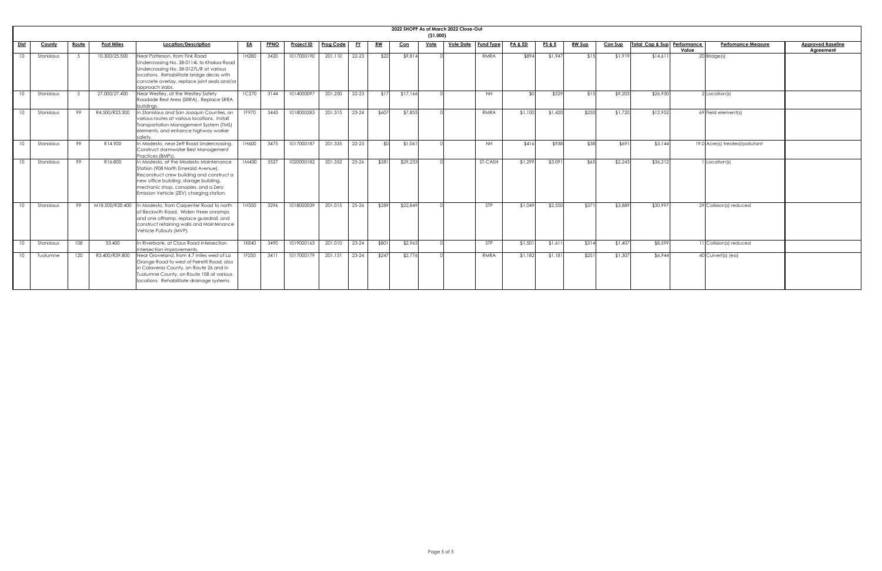# 2022 SHOPP As of March 2022 Close-Out

($1,000)

| Dist | County | Route | Post Miles | Location/Description | EA | PPNO | Project ID | Prog Code | FY | RW | Con | Vote | Vote Date | Fund Type | PA & ED | PS & E | RW Sup | Con Sup | Total Cap & Sup | Performance Value | Perfomance Measure | Approved Baseline Agreement |
|---|---|---|---|---|---|---|---|---|---|---|---|---|---|---|---|---|---|---|---|---|---|---|
| 10 | Stanislaus | 5 | 10.300/25.500 | Near Patterson, from Fink Road Undercrossing No. 38-0114L to Khaksa Road Undercrossing No. 38-0127L/R at various locations. Rehabilitate bridge decks with concrete overlay, replace joint seals and/or approach slabs. | 1H280 | 3420 | 1017000190 | 201.110 | 22-23 | $22 | $9,814 | 0 | | RMRA | $894 | $1,947 | $15 | $1,919 | $14,611 | 20 | Bridge(s) | |
| 10 | Stanislaus | 5 | 27.000/27.400 | Near Westley, at the Westley Safety Roadside Rest Area (SRRA). Replace SRRA buildings. | 1C270 | 3144 | 1014000097 | 201.250 | 22-23 | $17 | $17,166 | 0 | | NH | $0 | $529 | $15 | $9,203 | $26,930 | 2 | Location(s) | |
| 10 | Stanislaus | 99 | R4.500/R23.300 | In Stanislaus and San Joaquin Counties, on various routes at various locations. Install Transportation Management System (TMS) elements, and enhance highway worker safety. | 1F970 | 3443 | 1018000283 | 201.315 | 23-24 | $607 | $7,855 | 0 | | RMRA | $1,100 | $1,420 | $250 | $1,720 | $12,952 | 69 | Field element(s) | |
| 10 | Stanislaus | 99 | R14.900 | In Modesto, near Zeff Road Undercrossing. Construct stormwater Best Management Practices (BMPs). | 1H600 | 3475 | 1017000187 | 201.335 | 22-23 | $0 | $1,061 | 0 | | NH | $416 | $938 | $38 | $691 | $3,144 | 19.0 | Acre(s) treated/pollutant | |
| 10 | Stanislaus | 99 | R16.800 | In Modesto, at the Modesto Maintenance Station (908 North Emerald Avenue). Reconstruct crew building and construct a new office building, storage building, mechanic shop, canopies, and a Zero Emission Vehicle (ZEV) charging station. | 1M430 | 3527 | 1020000182 | 201.352 | 25-26 | $281 | $29,233 | 0 | | ST-CASH | $1,299 | $3,091 | $65 | $2,243 | $36,212 | 1 | Location(s) | |
| 10 | Stanislaus | 99 | M18.500/R20.400 | In Modesto, from Carpenter Road to north of Beckwith Road. Widen three onramps and one offramp, replace guardrail, and construct retaining walls and Maintenance Vehicle Pullouts (MVP). | 1H350 | 3296 | 1018000039 | 201.015 | 25-26 | $289 | $22,849 | 0 | | STP | $1,049 | $2,550 | $371 | $3,889 | $30,997 | 29 | Collision(s) reduced | |
| 10 | Stanislaus | 108 | 33.400 | In Riverbank, at Claus Road intersection. Intersection improvements. | 1K840 | 3490 | 1019000165 | 201.010 | 23-24 | $801 | $2,965 | 0 | | STP | $1,501 | $1,611 | $314 | $1,407 | $8,599 | 11 | Collision(s) reduced | |
| 10 | Tuolumne | 120 | R3.400/R39.800 | Near Groveland, from 4.7 miles west of La Grange Road to west of Ferretti Road; also in Calaveras County, on Route 26 and in Tuolumne County, on Route 108 at various locations. Rehabilitate drainage systems. | 1F250 | 3411 | 1017000179 | 201.151 | 23-24 | $247 | $2,776 | 0 | | RMRA | $1,182 | $1,181 | $251 | $1,307 | $6,944 | 40 | Culvert(s) (ea) | |